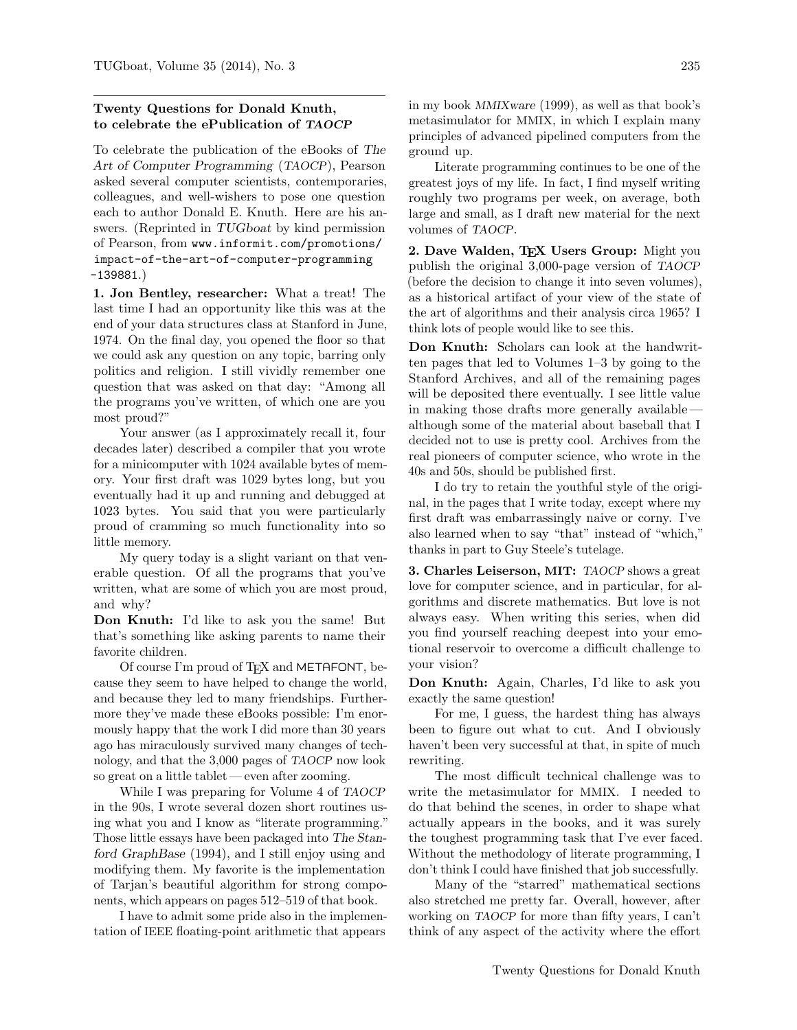## Twenty Questions for Donald Knuth, to celebrate the ePublication of *TAOCP*

To celebrate the publication of the eBooks of *The Art of Computer Programming* (*TAOCP*), Pearson asked several computer scientists, contemporaries, colleagues, and well-wishers to pose one question each to author Donald E. Knuth. Here are his answers. (Reprinted in *TUGboat* by kind permission of Pearson, from `www.informit.com/promotions/impact-of-the-art-of-computer-programming-139881`.)

**1. Jon Bentley, researcher:** What a treat! The last time I had an opportunity like this was at the end of your data structures class at Stanford in June, 1974. On the final day, you opened the floor so that we could ask any question on any topic, barring only politics and religion. I still vividly remember one question that was asked on that day: "Among all the programs you've written, of which one are you most proud?"

Your answer (as I approximately recall it, four decades later) described a compiler that you wrote for a minicomputer with 1024 available bytes of memory. Your first draft was 1029 bytes long, but you eventually had it up and running and debugged at 1023 bytes. You said that you were particularly proud of cramming so much functionality into so little memory.

My query today is a slight variant on that venerable question. Of all the programs that you've written, what are some of which you are most proud, and why?

**Don Knuth:** I'd like to ask you the same! But that's something like asking parents to name their favorite children.

Of course I'm proud of TeX and METAFONT, because they seem to have helped to change the world, and because they led to many friendships. Furthermore they've made these eBooks possible: I'm enormously happy that the work I did more than 30 years ago has miraculously survived many changes of technology, and that the 3,000 pages of *TAOCP* now look so great on a little tablet — even after zooming.

While I was preparing for Volume 4 of *TAOCP* in the 90s, I wrote several dozen short routines using what you and I know as "literate programming." Those little essays have been packaged into *The Stanford GraphBase* (1994), and I still enjoy using and modifying them. My favorite is the implementation of Tarjan's beautiful algorithm for strong components, which appears on pages 512–519 of that book.

I have to admit some pride also in the implementation of IEEE floating-point arithmetic that appears in my book *MMIXware* (1999), as well as that book's metasimulator for MMIX, in which I explain many principles of advanced pipelined computers from the ground up.

Literate programming continues to be one of the greatest joys of my life. In fact, I find myself writing roughly two programs per week, on average, both large and small, as I draft new material for the next volumes of *TAOCP*.

**2. Dave Walden, TeX Users Group:** Might you publish the original 3,000-page version of *TAOCP* (before the decision to change it into seven volumes), as a historical artifact of your view of the state of the art of algorithms and their analysis circa 1965? I think lots of people would like to see this.

**Don Knuth:** Scholars can look at the handwritten pages that led to Volumes 1–3 by going to the Stanford Archives, and all of the remaining pages will be deposited there eventually. I see little value in making those drafts more generally available — although some of the material about baseball that I decided not to use is pretty cool. Archives from the real pioneers of computer science, who wrote in the 40s and 50s, should be published first.

I do try to retain the youthful style of the original, in the pages that I write today, except where my first draft was embarrassingly naive or corny. I've also learned when to say "that" instead of "which," thanks in part to Guy Steele's tutelage.

**3. Charles Leiserson, MIT:** *TAOCP* shows a great love for computer science, and in particular, for algorithms and discrete mathematics. But love is not always easy. When writing this series, when did you find yourself reaching deepest into your emotional reservoir to overcome a difficult challenge to your vision?

**Don Knuth:** Again, Charles, I'd like to ask you exactly the same question!

For me, I guess, the hardest thing has always been to figure out what to cut. And I obviously haven't been very successful at that, in spite of much rewriting.

The most difficult technical challenge was to write the metasimulator for MMIX. I needed to do that behind the scenes, in order to shape what actually appears in the books, and it was surely the toughest programming task that I've ever faced. Without the methodology of literate programming, I don't think I could have finished that job successfully.

Many of the "starred" mathematical sections also stretched me pretty far. Overall, however, after working on *TAOCP* for more than fifty years, I can't think of any aspect of the activity where the effort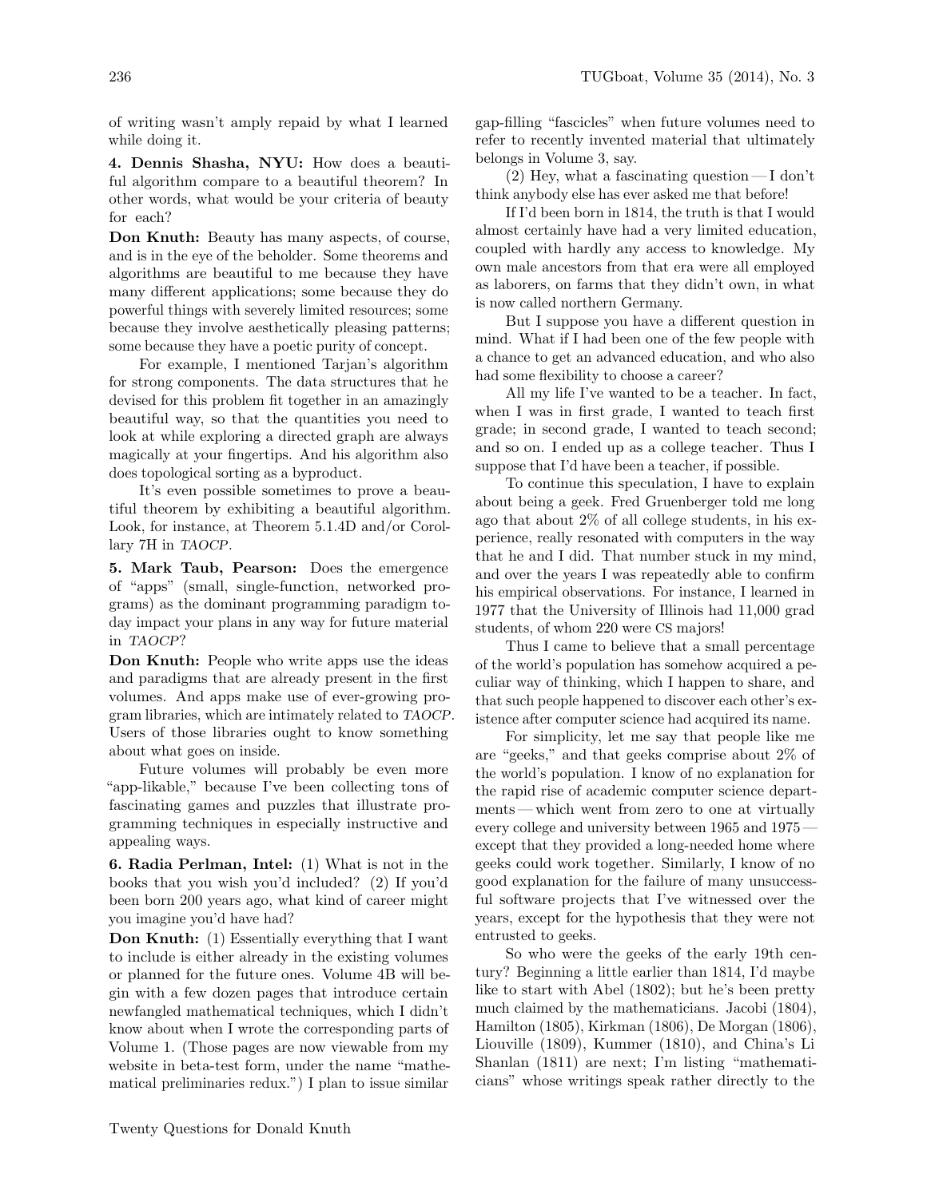of writing wasn't amply repaid by what I learned while doing it.

**4. Dennis Shasha, NYU:** How does a beautiful algorithm compare to a beautiful theorem? In other words, what would be your criteria of beauty for each?

**Don Knuth:** Beauty has many aspects, of course, and is in the eye of the beholder. Some theorems and algorithms are beautiful to me because they have many different applications; some because they do powerful things with severely limited resources; some because they involve aesthetically pleasing patterns; some because they have a poetic purity of concept.

For example, I mentioned Tarjan's algorithm for strong components. The data structures that he devised for this problem fit together in an amazingly beautiful way, so that the quantities you need to look at while exploring a directed graph are always magically at your fingertips. And his algorithm also does topological sorting as a byproduct.

It's even possible sometimes to prove a beautiful theorem by exhibiting a beautiful algorithm. Look, for instance, at Theorem 5.1.4D and/or Corollary 7H in *TAOCP*.

**5. Mark Taub, Pearson:** Does the emergence of "apps" (small, single-function, networked programs) as the dominant programming paradigm today impact your plans in any way for future material in *TAOCP*?

**Don Knuth:** People who write apps use the ideas and paradigms that are already present in the first volumes. And apps make use of ever-growing program libraries, which are intimately related to *TAOCP*. Users of those libraries ought to know something about what goes on inside.

Future volumes will probably be even more "app-likable," because I've been collecting tons of fascinating games and puzzles that illustrate programming techniques in especially instructive and appealing ways.

**6. Radia Perlman, Intel:** (1) What is not in the books that you wish you'd included? (2) If you'd been born 200 years ago, what kind of career might you imagine you'd have had?

**Don Knuth:** (1) Essentially everything that I want to include is either already in the existing volumes or planned for the future ones. Volume 4B will begin with a few dozen pages that introduce certain newfangled mathematical techniques, which I didn't know about when I wrote the corresponding parts of Volume 1. (Those pages are now viewable from my website in beta-test form, under the name "mathematical preliminaries redux.") I plan to issue similar gap-filling "fascicles" when future volumes need to refer to recently invented material that ultimately belongs in Volume 3, say.

(2) Hey, what a fascinating question — I don't think anybody else has ever asked me that before!

If I'd been born in 1814, the truth is that I would almost certainly have had a very limited education, coupled with hardly any access to knowledge. My own male ancestors from that era were all employed as laborers, on farms that they didn't own, in what is now called northern Germany.

But I suppose you have a different question in mind. What if I had been one of the few people with a chance to get an advanced education, and who also had some flexibility to choose a career?

All my life I've wanted to be a teacher. In fact, when I was in first grade, I wanted to teach first grade; in second grade, I wanted to teach second; and so on. I ended up as a college teacher. Thus I suppose that I'd have been a teacher, if possible.

To continue this speculation, I have to explain about being a geek. Fred Gruenberger told me long ago that about 2% of all college students, in his experience, really resonated with computers in the way that he and I did. That number stuck in my mind, and over the years I was repeatedly able to confirm his empirical observations. For instance, I learned in 1977 that the University of Illinois had 11,000 grad students, of whom 220 were CS majors!

Thus I came to believe that a small percentage of the world's population has somehow acquired a peculiar way of thinking, which I happen to share, and that such people happened to discover each other's existence after computer science had acquired its name.

For simplicity, let me say that people like me are "geeks," and that geeks comprise about 2% of the world's population. I know of no explanation for the rapid rise of academic computer science departments — which went from zero to one at virtually every college and university between 1965 and 1975 — except that they provided a long-needed home where geeks could work together. Similarly, I know of no good explanation for the failure of many unsuccessful software projects that I've witnessed over the years, except for the hypothesis that they were not entrusted to geeks.

So who were the geeks of the early 19th century? Beginning a little earlier than 1814, I'd maybe like to start with Abel (1802); but he's been pretty much claimed by the mathematicians. Jacobi (1804), Hamilton (1805), Kirkman (1806), De Morgan (1806), Liouville (1809), Kummer (1810), and China's Li Shanlan (1811) are next; I'm listing "mathematicians" whose writings speak rather directly to the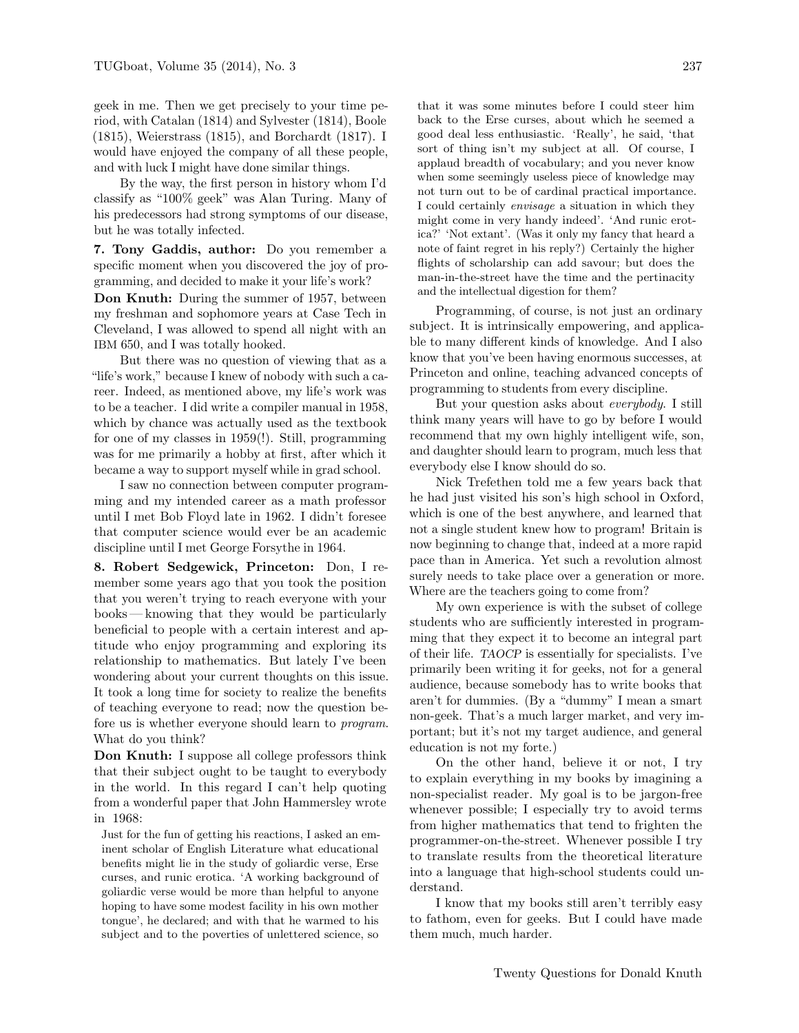geek in me. Then we get precisely to your time period, with Catalan (1814) and Sylvester (1814), Boole (1815), Weierstrass (1815), and Borchardt (1817). I would have enjoyed the company of all these people, and with luck I might have done similar things.

By the way, the first person in history whom I'd classify as "100% geek" was Alan Turing. Many of his predecessors had strong symptoms of our disease, but he was totally infected.

**7. Tony Gaddis, author:** Do you remember a specific moment when you discovered the joy of programming, and decided to make it your life's work?

**Don Knuth:** During the summer of 1957, between my freshman and sophomore years at Case Tech in Cleveland, I was allowed to spend all night with an IBM 650, and I was totally hooked.

But there was no question of viewing that as a "life's work," because I knew of nobody with such a career. Indeed, as mentioned above, my life's work was to be a teacher. I did write a compiler manual in 1958, which by chance was actually used as the textbook for one of my classes in 1959(!). Still, programming was for me primarily a hobby at first, after which it became a way to support myself while in grad school.

I saw no connection between computer programming and my intended career as a math professor until I met Bob Floyd late in 1962. I didn't foresee that computer science would ever be an academic discipline until I met George Forsythe in 1964.

**8. Robert Sedgewick, Princeton:** Don, I remember some years ago that you took the position that you weren't trying to reach everyone with your books — knowing that they would be particularly beneficial to people with a certain interest and aptitude who enjoy programming and exploring its relationship to mathematics. But lately I've been wondering about your current thoughts on this issue. It took a long time for society to realize the benefits of teaching everyone to read; now the question before us is whether everyone should learn to *program*. What do you think?

**Don Knuth:** I suppose all college professors think that their subject ought to be taught to everybody in the world. In this regard I can't help quoting from a wonderful paper that John Hammersley wrote in 1968:

> Just for the fun of getting his reactions, I asked an eminent scholar of English Literature what educational benefits might lie in the study of goliardic verse, Erse curses, and runic erotica. 'A working background of goliardic verse would be more than helpful to anyone hoping to have some modest facility in his own mother tongue', he declared; and with that he warmed to his subject and to the poverties of unlettered science, so that it was some minutes before I could steer him back to the Erse curses, about which he seemed a good deal less enthusiastic. 'Really', he said, 'that sort of thing isn't my subject at all. Of course, I applaud breadth of vocabulary; and you never know when some seemingly useless piece of knowledge may not turn out to be of cardinal practical importance. I could certainly *envisage* a situation in which they might come in very handy indeed'. 'And runic erotica?' 'Not extant'. (Was it only my fancy that heard a note of faint regret in his reply?) Certainly the higher flights of scholarship can add savour; but does the man-in-the-street have the time and the pertinacity and the intellectual digestion for them?

Programming, of course, is not just an ordinary subject. It is intrinsically empowering, and applicable to many different kinds of knowledge. And I also know that you've been having enormous successes, at Princeton and online, teaching advanced concepts of programming to students from every discipline.

But your question asks about *everybody*. I still think many years will have to go by before I would recommend that my own highly intelligent wife, son, and daughter should learn to program, much less that everybody else I know should do so.

Nick Trefethen told me a few years back that he had just visited his son's high school in Oxford, which is one of the best anywhere, and learned that not a single student knew how to program! Britain is now beginning to change that, indeed at a more rapid pace than in America. Yet such a revolution almost surely needs to take place over a generation or more. Where are the teachers going to come from?

My own experience is with the subset of college students who are sufficiently interested in programming that they expect it to become an integral part of their life. *TAOCP* is essentially for specialists. I've primarily been writing it for geeks, not for a general audience, because somebody has to write books that aren't for dummies. (By a "dummy" I mean a smart non-geek. That's a much larger market, and very important; but it's not my target audience, and general education is not my forte.)

On the other hand, believe it or not, I try to explain everything in my books by imagining a non-specialist reader. My goal is to be jargon-free whenever possible; I especially try to avoid terms from higher mathematics that tend to frighten the programmer-on-the-street. Whenever possible I try to translate results from the theoretical literature into a language that high-school students could understand.

I know that my books still aren't terribly easy to fathom, even for geeks. But I could have made them much, much harder.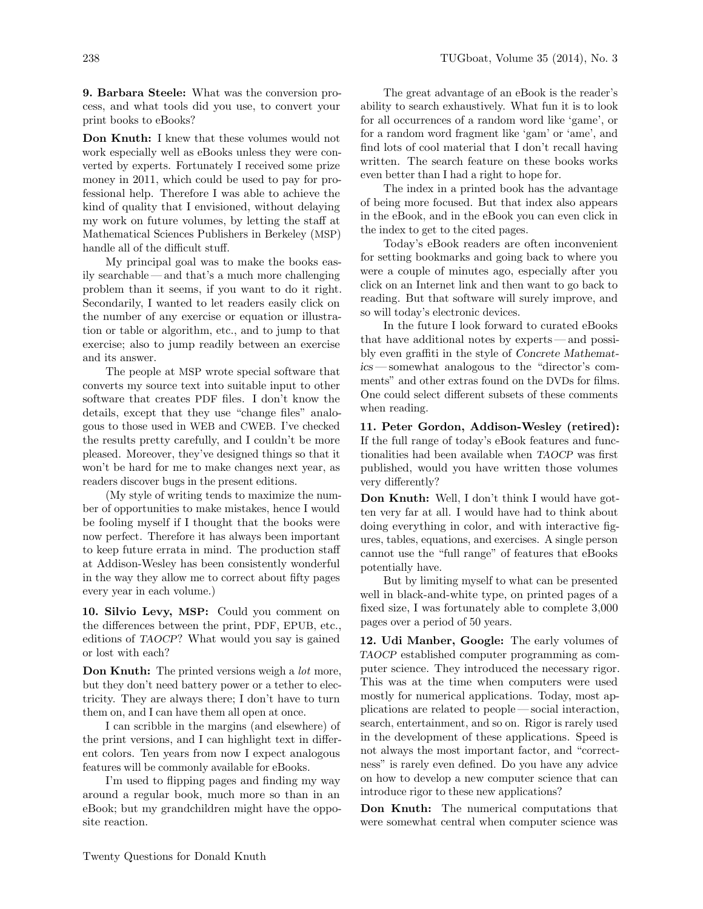**9. Barbara Steele:** What was the conversion process, and what tools did you use, to convert your print books to eBooks?

**Don Knuth:** I knew that these volumes would not work especially well as eBooks unless they were converted by experts. Fortunately I received some prize money in 2011, which could be used to pay for professional help. Therefore I was able to achieve the kind of quality that I envisioned, without delaying my work on future volumes, by letting the staff at Mathematical Sciences Publishers in Berkeley (MSP) handle all of the difficult stuff.

My principal goal was to make the books easily searchable — and that's a much more challenging problem than it seems, if you want to do it right. Secondarily, I wanted to let readers easily click on the number of any exercise or equation or illustration or table or algorithm, etc., and to jump to that exercise; also to jump readily between an exercise and its answer.

The people at MSP wrote special software that converts my source text into suitable input to other software that creates PDF files. I don't know the details, except that they use "change files" analogous to those used in WEB and CWEB. I've checked the results pretty carefully, and I couldn't be more pleased. Moreover, they've designed things so that it won't be hard for me to make changes next year, as readers discover bugs in the present editions.

(My style of writing tends to maximize the number of opportunities to make mistakes, hence I would be fooling myself if I thought that the books were now perfect. Therefore it has always been important to keep future errata in mind. The production staff at Addison-Wesley has been consistently wonderful in the way they allow me to correct about fifty pages every year in each volume.)

**10. Silvio Levy, MSP:** Could you comment on the differences between the print, PDF, EPUB, etc., editions of *TAOCP*? What would you say is gained or lost with each?

**Don Knuth:** The printed versions weigh a *lot* more, but they don't need battery power or a tether to electricity. They are always there; I don't have to turn them on, and I can have them all open at once.

I can scribble in the margins (and elsewhere) of the print versions, and I can highlight text in different colors. Ten years from now I expect analogous features will be commonly available for eBooks.

I'm used to flipping pages and finding my way around a regular book, much more so than in an eBook; but my grandchildren might have the opposite reaction.

The great advantage of an eBook is the reader's ability to search exhaustively. What fun it is to look for all occurrences of a random word like 'game', or for a random word fragment like 'gam' or 'ame', and find lots of cool material that I don't recall having written. The search feature on these books works even better than I had a right to hope for.

The index in a printed book has the advantage of being more focused. But that index also appears in the eBook, and in the eBook you can even click in the index to get to the cited pages.

Today's eBook readers are often inconvenient for setting bookmarks and going back to where you were a couple of minutes ago, especially after you click on an Internet link and then want to go back to reading. But that software will surely improve, and so will today's electronic devices.

In the future I look forward to curated eBooks that have additional notes by experts — and possibly even graffiti in the style of *Concrete Mathematics* — somewhat analogous to the "director's comments" and other extras found on the DVDs for films. One could select different subsets of these comments when reading.

**11. Peter Gordon, Addison-Wesley (retired):** If the full range of today's eBook features and functionalities had been available when *TAOCP* was first published, would you have written those volumes very differently?

**Don Knuth:** Well, I don't think I would have gotten very far at all. I would have had to think about doing everything in color, and with interactive figures, tables, equations, and exercises. A single person cannot use the "full range" of features that eBooks potentially have.

But by limiting myself to what can be presented well in black-and-white type, on printed pages of a fixed size, I was fortunately able to complete 3,000 pages over a period of 50 years.

**12. Udi Manber, Google:** The early volumes of *TAOCP* established computer programming as computer science. They introduced the necessary rigor. This was at the time when computers were used mostly for numerical applications. Today, most applications are related to people — social interaction, search, entertainment, and so on. Rigor is rarely used in the development of these applications. Speed is not always the most important factor, and "correctness" is rarely even defined. Do you have any advice on how to develop a new computer science that can introduce rigor to these new applications?

**Don Knuth:** The numerical computations that were somewhat central when computer science was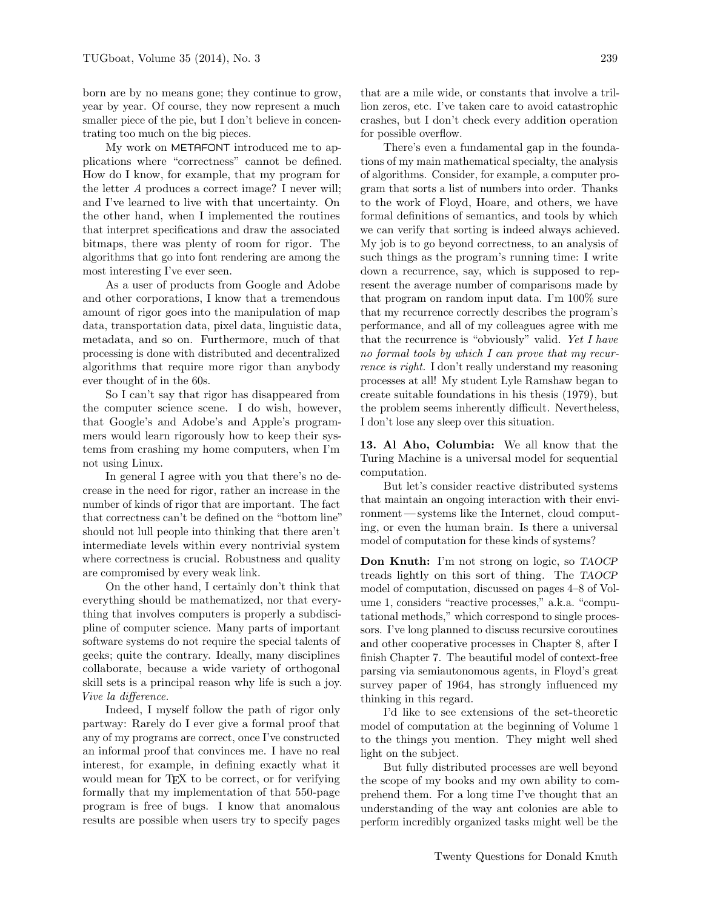born are by no means gone; they continue to grow, year by year. Of course, they now represent a much smaller piece of the pie, but I don't believe in concentrating too much on the big pieces.

My work on METAFONT introduced me to applications where "correctness" cannot be defined. How do I know, for example, that my program for the letter *A* produces a correct image? I never will; and I've learned to live with that uncertainty. On the other hand, when I implemented the routines that interpret specifications and draw the associated bitmaps, there was plenty of room for rigor. The algorithms that go into font rendering are among the most interesting I've ever seen.

As a user of products from Google and Adobe and other corporations, I know that a tremendous amount of rigor goes into the manipulation of map data, transportation data, pixel data, linguistic data, metadata, and so on. Furthermore, much of that processing is done with distributed and decentralized algorithms that require more rigor than anybody ever thought of in the 60s.

So I can't say that rigor has disappeared from the computer science scene. I do wish, however, that Google's and Adobe's and Apple's programmers would learn rigorously how to keep their systems from crashing my home computers, when I'm not using Linux.

In general I agree with you that there's no decrease in the need for rigor, rather an increase in the number of kinds of rigor that are important. The fact that correctness can't be defined on the "bottom line" should not lull people into thinking that there aren't intermediate levels within every nontrivial system where correctness is crucial. Robustness and quality are compromised by every weak link.

On the other hand, I certainly don't think that everything should be mathematized, nor that everything that involves computers is properly a subdiscipline of computer science. Many parts of important software systems do not require the special talents of geeks; quite the contrary. Ideally, many disciplines collaborate, because a wide variety of orthogonal skill sets is a principal reason why life is such a joy. *Vive la difference.*

Indeed, I myself follow the path of rigor only partway: Rarely do I ever give a formal proof that any of my programs are correct, once I've constructed an informal proof that convinces me. I have no real interest, for example, in defining exactly what it would mean for TeX to be correct, or for verifying formally that my implementation of that 550-page program is free of bugs. I know that anomalous results are possible when users try to specify pages that are a mile wide, or constants that involve a trillion zeros, etc. I've taken care to avoid catastrophic crashes, but I don't check every addition operation for possible overflow.

There's even a fundamental gap in the foundations of my main mathematical specialty, the analysis of algorithms. Consider, for example, a computer program that sorts a list of numbers into order. Thanks to the work of Floyd, Hoare, and others, we have formal definitions of semantics, and tools by which we can verify that sorting is indeed always achieved. My job is to go beyond correctness, to an analysis of such things as the program's running time: I write down a recurrence, say, which is supposed to represent the average number of comparisons made by that program on random input data. I'm 100% sure that my recurrence correctly describes the program's performance, and all of my colleagues agree with me that the recurrence is "obviously" valid. *Yet I have no formal tools by which I can prove that my recurrence is right.* I don't really understand my reasoning processes at all! My student Lyle Ramshaw began to create suitable foundations in his thesis (1979), but the problem seems inherently difficult. Nevertheless, I don't lose any sleep over this situation.

**13. Al Aho, Columbia:** We all know that the Turing Machine is a universal model for sequential computation.

But let's consider reactive distributed systems that maintain an ongoing interaction with their environment — systems like the Internet, cloud computing, or even the human brain. Is there a universal model of computation for these kinds of systems?

**Don Knuth:** I'm not strong on logic, so *TAOCP* treads lightly on this sort of thing. The *TAOCP* model of computation, discussed on pages 4–8 of Volume 1, considers "reactive processes," a.k.a. "computational methods," which correspond to single processors. I've long planned to discuss recursive coroutines and other cooperative processes in Chapter 8, after I finish Chapter 7. The beautiful model of context-free parsing via semiautonomous agents, in Floyd's great survey paper of 1964, has strongly influenced my thinking in this regard.

I'd like to see extensions of the set-theoretic model of computation at the beginning of Volume 1 to the things you mention. They might well shed light on the subject.

But fully distributed processes are well beyond the scope of my books and my own ability to comprehend them. For a long time I've thought that an understanding of the way ant colonies are able to perform incredibly organized tasks might well be the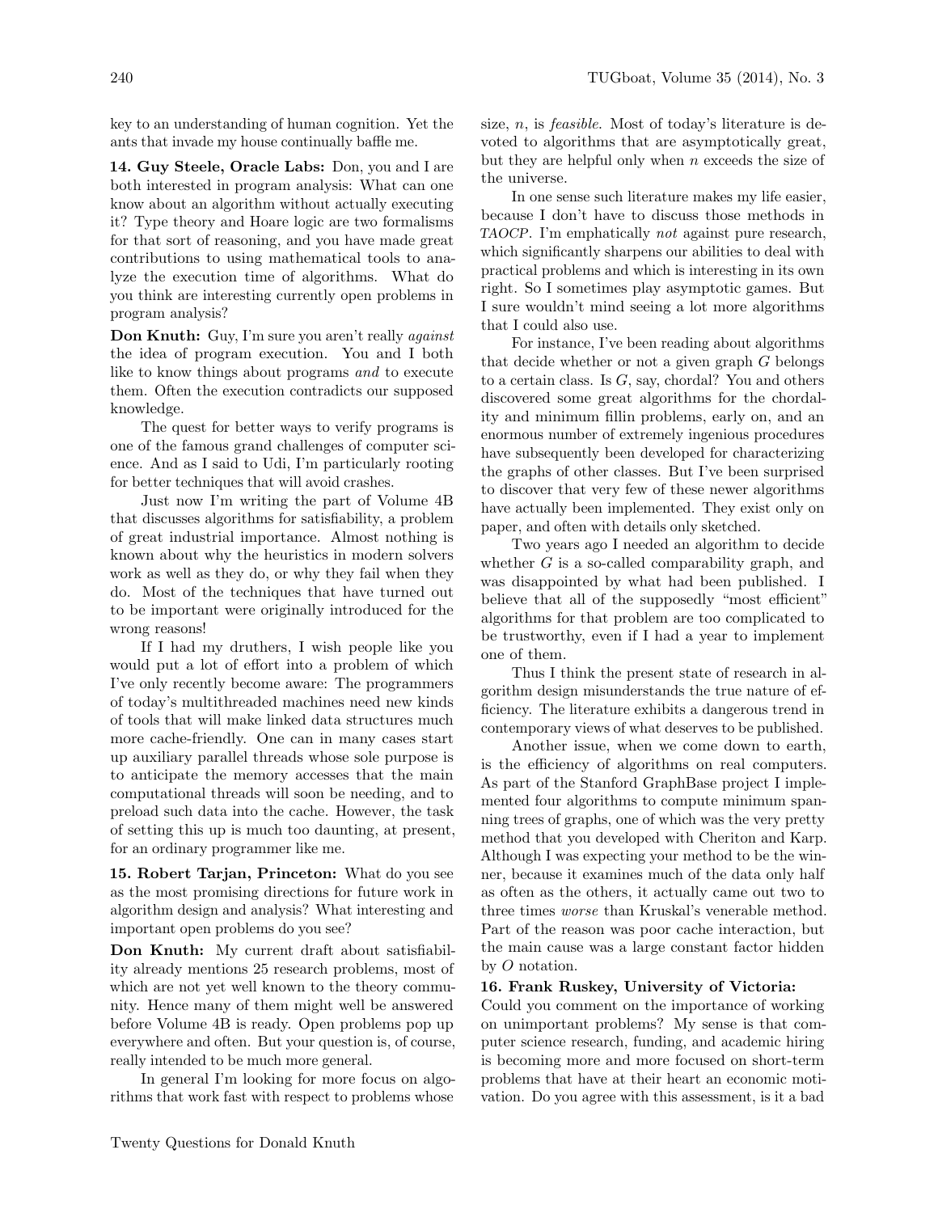key to an understanding of human cognition. Yet the ants that invade my house continually baffle me.

**14. Guy Steele, Oracle Labs:** Don, you and I are both interested in program analysis: What can one know about an algorithm without actually executing it? Type theory and Hoare logic are two formalisms for that sort of reasoning, and you have made great contributions to using mathematical tools to analyze the execution time of algorithms. What do you think are interesting currently open problems in program analysis?

**Don Knuth:** Guy, I'm sure you aren't really *against* the idea of program execution. You and I both like to know things about programs *and* to execute them. Often the execution contradicts our supposed knowledge.

The quest for better ways to verify programs is one of the famous grand challenges of computer science. And as I said to Udi, I'm particularly rooting for better techniques that will avoid crashes.

Just now I'm writing the part of Volume 4B that discusses algorithms for satisfiability, a problem of great industrial importance. Almost nothing is known about why the heuristics in modern solvers work as well as they do, or why they fail when they do. Most of the techniques that have turned out to be important were originally introduced for the wrong reasons!

If I had my druthers, I wish people like you would put a lot of effort into a problem of which I've only recently become aware: The programmers of today's multithreaded machines need new kinds of tools that will make linked data structures much more cache-friendly. One can in many cases start up auxiliary parallel threads whose sole purpose is to anticipate the memory accesses that the main computational threads will soon be needing, and to preload such data into the cache. However, the task of setting this up is much too daunting, at present, for an ordinary programmer like me.

**15. Robert Tarjan, Princeton:** What do you see as the most promising directions for future work in algorithm design and analysis? What interesting and important open problems do you see?

**Don Knuth:** My current draft about satisfiability already mentions 25 research problems, most of which are not yet well known to the theory community. Hence many of them might well be answered before Volume 4B is ready. Open problems pop up everywhere and often. But your question is, of course, really intended to be much more general.

In general I'm looking for more focus on algorithms that work fast with respect to problems whose size, $n$, is *feasible*. Most of today's literature is devoted to algorithms that are asymptotically great, but they are helpful only when $n$ exceeds the size of the universe.

In one sense such literature makes my life easier, because I don't have to discuss those methods in *TAOCP*. I'm emphatically *not* against pure research, which significantly sharpens our abilities to deal with practical problems and which is interesting in its own right. So I sometimes play asymptotic games. But I sure wouldn't mind seeing a lot more algorithms that I could also use.

For instance, I've been reading about algorithms that decide whether or not a given graph $G$ belongs to a certain class. Is $G$, say, chordal? You and others discovered some great algorithms for the chordality and minimum fillin problems, early on, and an enormous number of extremely ingenious procedures have subsequently been developed for characterizing the graphs of other classes. But I've been surprised to discover that very few of these newer algorithms have actually been implemented. They exist only on paper, and often with details only sketched.

Two years ago I needed an algorithm to decide whether $G$ is a so-called comparability graph, and was disappointed by what had been published. I believe that all of the supposedly "most efficient" algorithms for that problem are too complicated to be trustworthy, even if I had a year to implement one of them.

Thus I think the present state of research in algorithm design misunderstands the true nature of efficiency. The literature exhibits a dangerous trend in contemporary views of what deserves to be published.

Another issue, when we come down to earth, is the efficiency of algorithms on real computers. As part of the Stanford GraphBase project I implemented four algorithms to compute minimum spanning trees of graphs, one of which was the very pretty method that you developed with Cheriton and Karp. Although I was expecting your method to be the winner, because it examines much of the data only half as often as the others, it actually came out two to three times *worse* than Kruskal's venerable method. Part of the reason was poor cache interaction, but the main cause was a large constant factor hidden by $O$ notation.

**16. Frank Ruskey, University of Victoria:** Could you comment on the importance of working on unimportant problems? My sense is that computer science research, funding, and academic hiring is becoming more and more focused on short-term problems that have at their heart an economic motivation. Do you agree with this assessment, is it a bad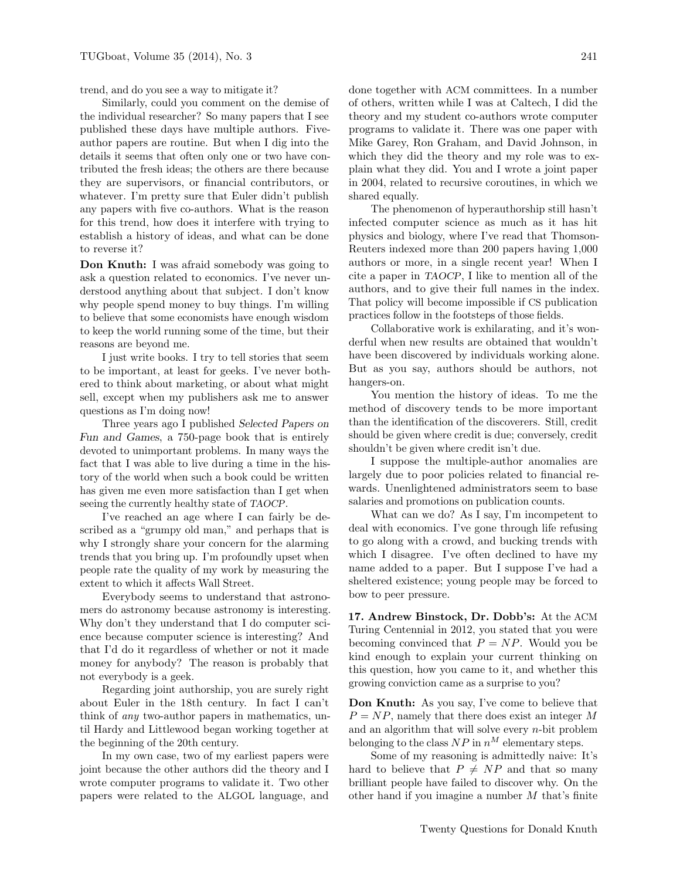trend, and do you see a way to mitigate it?

Similarly, could you comment on the demise of the individual researcher? So many papers that I see published these days have multiple authors. Five-author papers are routine. But when I dig into the details it seems that often only one or two have contributed the fresh ideas; the others are there because they are supervisors, or financial contributors, or whatever. I'm pretty sure that Euler didn't publish any papers with five co-authors. What is the reason for this trend, how does it interfere with trying to establish a history of ideas, and what can be done to reverse it?

**Don Knuth:** I was afraid somebody was going to ask a question related to economics. I've never understood anything about that subject. I don't know why people spend money to buy things. I'm willing to believe that some economists have enough wisdom to keep the world running some of the time, but their reasons are beyond me.

I just write books. I try to tell stories that seem to be important, at least for geeks. I've never bothered to think about marketing, or about what might sell, except when my publishers ask me to answer questions as I'm doing now!

Three years ago I published *Selected Papers on Fun and Games*, a 750-page book that is entirely devoted to unimportant problems. In many ways the fact that I was able to live during a time in the history of the world when such a book could be written has given me even more satisfaction than I get when seeing the currently healthy state of *TAOCP*.

I've reached an age where I can fairly be described as a "grumpy old man," and perhaps that is why I strongly share your concern for the alarming trends that you bring up. I'm profoundly upset when people rate the quality of my work by measuring the extent to which it affects Wall Street.

Everybody seems to understand that astronomers do astronomy because astronomy is interesting. Why don't they understand that I do computer science because computer science is interesting? And that I'd do it regardless of whether or not it made money for anybody? The reason is probably that not everybody is a geek.

Regarding joint authorship, you are surely right about Euler in the 18th century. In fact I can't think of *any* two-author papers in mathematics, until Hardy and Littlewood began working together at the beginning of the 20th century.

In my own case, two of my earliest papers were joint because the other authors did the theory and I wrote computer programs to validate it. Two other papers were related to the ALGOL language, and done together with ACM committees. In a number of others, written while I was at Caltech, I did the theory and my student co-authors wrote computer programs to validate it. There was one paper with Mike Garey, Ron Graham, and David Johnson, in which they did the theory and my role was to explain what they did. You and I wrote a joint paper in 2004, related to recursive coroutines, in which we shared equally.

The phenomenon of hyperauthorship still hasn't infected computer science as much as it has hit physics and biology, where I've read that Thomson-Reuters indexed more than 200 papers having 1,000 authors or more, in a single recent year! When I cite a paper in *TAOCP*, I like to mention all of the authors, and to give their full names in the index. That policy will become impossible if CS publication practices follow in the footsteps of those fields.

Collaborative work is exhilarating, and it's wonderful when new results are obtained that wouldn't have been discovered by individuals working alone. But as you say, authors should be authors, not hangers-on.

You mention the history of ideas. To me the method of discovery tends to be more important than the identification of the discoverers. Still, credit should be given where credit is due; conversely, credit shouldn't be given where credit isn't due.

I suppose the multiple-author anomalies are largely due to poor policies related to financial rewards. Unenlightened administrators seem to base salaries and promotions on publication counts.

What can we do? As I say, I'm incompetent to deal with economics. I've gone through life refusing to go along with a crowd, and bucking trends with which I disagree. I've often declined to have my name added to a paper. But I suppose I've had a sheltered existence; young people may be forced to bow to peer pressure.

**17. Andrew Binstock, Dr. Dobb's:** At the ACM Turing Centennial in 2012, you stated that you were becoming convinced that $P = NP$. Would you be kind enough to explain your current thinking on this question, how you came to it, and whether this growing conviction came as a surprise to you?

**Don Knuth:** As you say, I've come to believe that $P = NP$, namely that there does exist an integer $M$ and an algorithm that will solve every $n$-bit problem belonging to the class $NP$ in $n^M$ elementary steps.

Some of my reasoning is admittedly naive: It's hard to believe that $P \neq NP$ and that so many brilliant people have failed to discover why. On the other hand if you imagine a number $M$ that's finite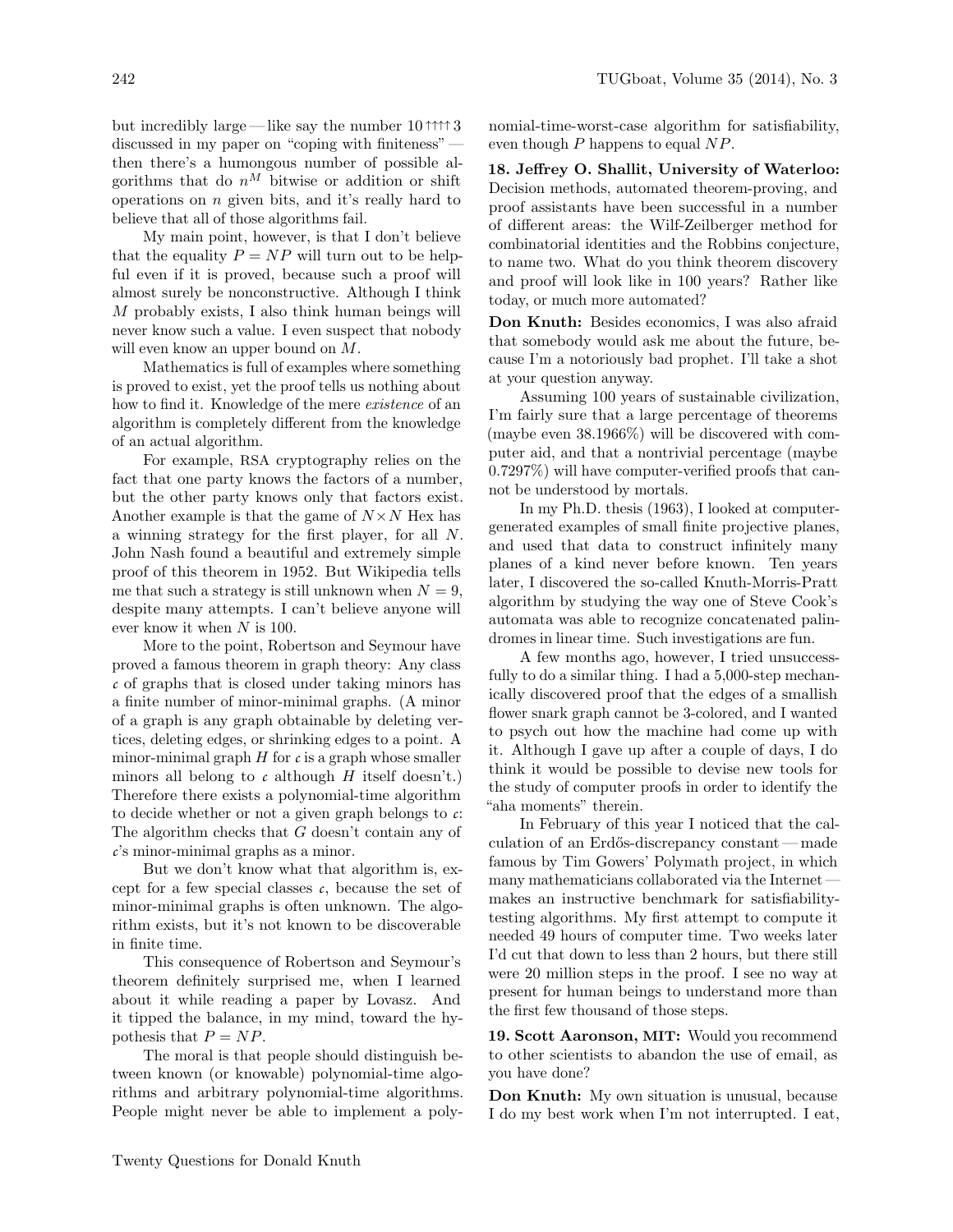but incredibly large — like say the number $10\uparrow\uparrow\uparrow\uparrow 3$ discussed in my paper on "coping with finiteness" — then there's a humongous number of possible algorithms that do $n^M$ bitwise or addition or shift operations on $n$ given bits, and it's really hard to believe that all of those algorithms fail.

My main point, however, is that I don't believe that the equality $P = NP$ will turn out to be helpful even if it is proved, because such a proof will almost surely be nonconstructive. Although I think $M$ probably exists, I also think human beings will never know such a value. I even suspect that nobody will even know an upper bound on $M$.

Mathematics is full of examples where something is proved to exist, yet the proof tells us nothing about how to find it. Knowledge of the mere *existence* of an algorithm is completely different from the knowledge of an actual algorithm.

For example, RSA cryptography relies on the fact that one party knows the factors of a number, but the other party knows only that factors exist. Another example is that the game of $N \times N$ Hex has a winning strategy for the first player, for all $N$. John Nash found a beautiful and extremely simple proof of this theorem in 1952. But Wikipedia tells me that such a strategy is still unknown when $N = 9$, despite many attempts. I can't believe anyone will ever know it when $N$ is 100.

More to the point, Robertson and Seymour have proved a famous theorem in graph theory: Any class $\mathcal{c}$ of graphs that is closed under taking minors has a finite number of minor-minimal graphs. (A minor of a graph is any graph obtainable by deleting vertices, deleting edges, or shrinking edges to a point. A minor-minimal graph $H$ for $\mathcal{c}$ is a graph whose smaller minors all belong to $\mathcal{c}$ although $H$ itself doesn't.) Therefore there exists a polynomial-time algorithm to decide whether or not a given graph belongs to $\mathcal{c}$: The algorithm checks that $G$ doesn't contain any of $\mathcal{c}$'s minor-minimal graphs as a minor.

But we don't know what that algorithm is, except for a few special classes $\mathcal{c}$, because the set of minor-minimal graphs is often unknown. The algorithm exists, but it's not known to be discoverable in finite time.

This consequence of Robertson and Seymour's theorem definitely surprised me, when I learned about it while reading a paper by Lovasz. And it tipped the balance, in my mind, toward the hypothesis that $P = NP$.

The moral is that people should distinguish between known (or knowable) polynomial-time algorithms and arbitrary polynomial-time algorithms. People might never be able to implement a polynomial-time-worst-case algorithm for satisfiability, even though $P$ happens to equal $NP$.

**18. Jeffrey O. Shallit, University of Waterloo:** Decision methods, automated theorem-proving, and proof assistants have been successful in a number of different areas: the Wilf-Zeilberger method for combinatorial identities and the Robbins conjecture, to name two. What do you think theorem discovery and proof will look like in 100 years? Rather like today, or much more automated?

**Don Knuth:** Besides economics, I was also afraid that somebody would ask me about the future, because I'm a notoriously bad prophet. I'll take a shot at your question anyway.

Assuming 100 years of sustainable civilization, I'm fairly sure that a large percentage of theorems (maybe even 38.1966%) will be discovered with computer aid, and that a nontrivial percentage (maybe 0.7297%) will have computer-verified proofs that cannot be understood by mortals.

In my Ph.D. thesis (1963), I looked at computer-generated examples of small finite projective planes, and used that data to construct infinitely many planes of a kind never before known. Ten years later, I discovered the so-called Knuth-Morris-Pratt algorithm by studying the way one of Steve Cook's automata was able to recognize concatenated palindromes in linear time. Such investigations are fun.

A few months ago, however, I tried unsuccessfully to do a similar thing. I had a 5,000-step mechanically discovered proof that the edges of a smallish flower snark graph cannot be 3-colored, and I wanted to psych out how the machine had come up with it. Although I gave up after a couple of days, I do think it would be possible to devise new tools for the study of computer proofs in order to identify the "aha moments" therein.

In February of this year I noticed that the calculation of an Erdős-discrepancy constant — made famous by Tim Gowers' Polymath project, in which many mathematicians collaborated via the Internet — makes an instructive benchmark for satisfiability-testing algorithms. My first attempt to compute it needed 49 hours of computer time. Two weeks later I'd cut that down to less than 2 hours, but there still were 20 million steps in the proof. I see no way at present for human beings to understand more than the first few thousand of those steps.

**19. Scott Aaronson, MIT:** Would you recommend to other scientists to abandon the use of email, as you have done?

**Don Knuth:** My own situation is unusual, because I do my best work when I'm not interrupted. I eat,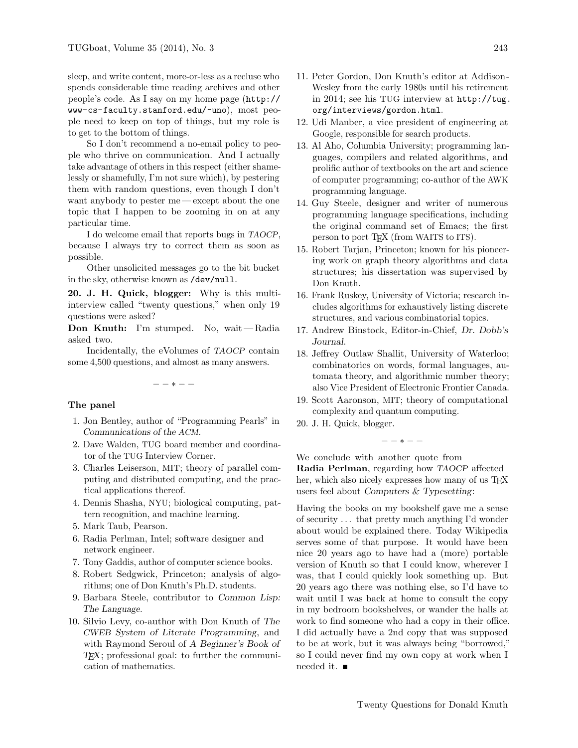sleep, and write content, more-or-less as a recluse who spends considerable time reading archives and other people's code. As I say on my home page (`http://www-cs-faculty.stanford.edu/~uno`), most people need to keep on top of things, but my role is to get to the bottom of things.

So I don't recommend a no-email policy to people who thrive on communication. And I actually take advantage of others in this respect (either shamelessly or shamefully, I'm not sure which), by pestering them with random questions, even though I don't want anybody to pester me — except about the one topic that I happen to be zooming in on at any particular time.

I do welcome email that reports bugs in *TAOCP*, because I always try to correct them as soon as possible.

Other unsolicited messages go to the bit bucket in the sky, otherwise known as `/dev/null`.

**20. J. H. Quick, blogger:** Why is this multi-interview called "twenty questions," when only 19 questions were asked?

**Don Knuth:** I'm stumped. No, wait — Radia asked two.

Incidentally, the eVolumes of *TAOCP* contain some 4,500 questions, and almost as many answers.

– – ∗ – –

### The panel

1. Jon Bentley, author of "Programming Pearls" in *Communications of the ACM*.
2. Dave Walden, TUG board member and coordinator of the TUG Interview Corner.
3. Charles Leiserson, MIT; theory of parallel computing and distributed computing, and the practical applications thereof.
4. Dennis Shasha, NYU; biological computing, pattern recognition, and machine learning.
5. Mark Taub, Pearson.
6. Radia Perlman, Intel; software designer and network engineer.
7. Tony Gaddis, author of computer science books.
8. Robert Sedgwick, Princeton; analysis of algorithms; one of Don Knuth's Ph.D. students.
9. Barbara Steele, contributor to *Common Lisp: The Language*.
10. Silvio Levy, co-author with Don Knuth of *The CWEB System of Literate Programming*, and with Raymond Seroul of *A Beginner's Book of TEX*; professional goal: to further the communication of mathematics.
11. Peter Gordon, Don Knuth's editor at Addison-Wesley from the early 1980s until his retirement in 2014; see his TUG interview at `http://tug.org/interviews/gordon.html`.
12. Udi Manber, a vice president of engineering at Google, responsible for search products.
13. Al Aho, Columbia University; programming languages, compilers and related algorithms, and prolific author of textbooks on the art and science of computer programming; co-author of the AWK programming language.
14. Guy Steele, designer and writer of numerous programming language specifications, including the original command set of Emacs; the first person to port TEX (from WAITS to ITS).
15. Robert Tarjan, Princeton; known for his pioneering work on graph theory algorithms and data structures; his dissertation was supervised by Don Knuth.
16. Frank Ruskey, University of Victoria; research includes algorithms for exhaustively listing discrete structures, and various combinatorial topics.
17. Andrew Binstock, Editor-in-Chief, *Dr. Dobb's Journal*.
18. Jeffrey Outlaw Shallit, University of Waterloo; combinatorics on words, formal languages, automata theory, and algorithmic number theory; also Vice President of Electronic Frontier Canada.
19. Scott Aaronson, MIT; theory of computational complexity and quantum computing.
20. J. H. Quick, blogger.

– – ∗ – –

We conclude with another quote from **Radia Perlman**, regarding how *TAOCP* affected her, which also nicely expresses how many of us TEX users feel about *Computers & Typesetting*:

Having the books on my bookshelf gave me a sense of security ... that pretty much anything I'd wonder about would be explained there. Today Wikipedia serves some of that purpose. It would have been nice 20 years ago to have had a (more) portable version of Knuth so that I could know, wherever I was, that I could quickly look something up. But 20 years ago there was nothing else, so I'd have to wait until I was back at home to consult the copy in my bedroom bookshelves, or wander the halls at work to find someone who had a copy in their office. I did actually have a 2nd copy that was supposed to be at work, but it was always being "borrowed," so I could never find my own copy at work when I needed it. ■